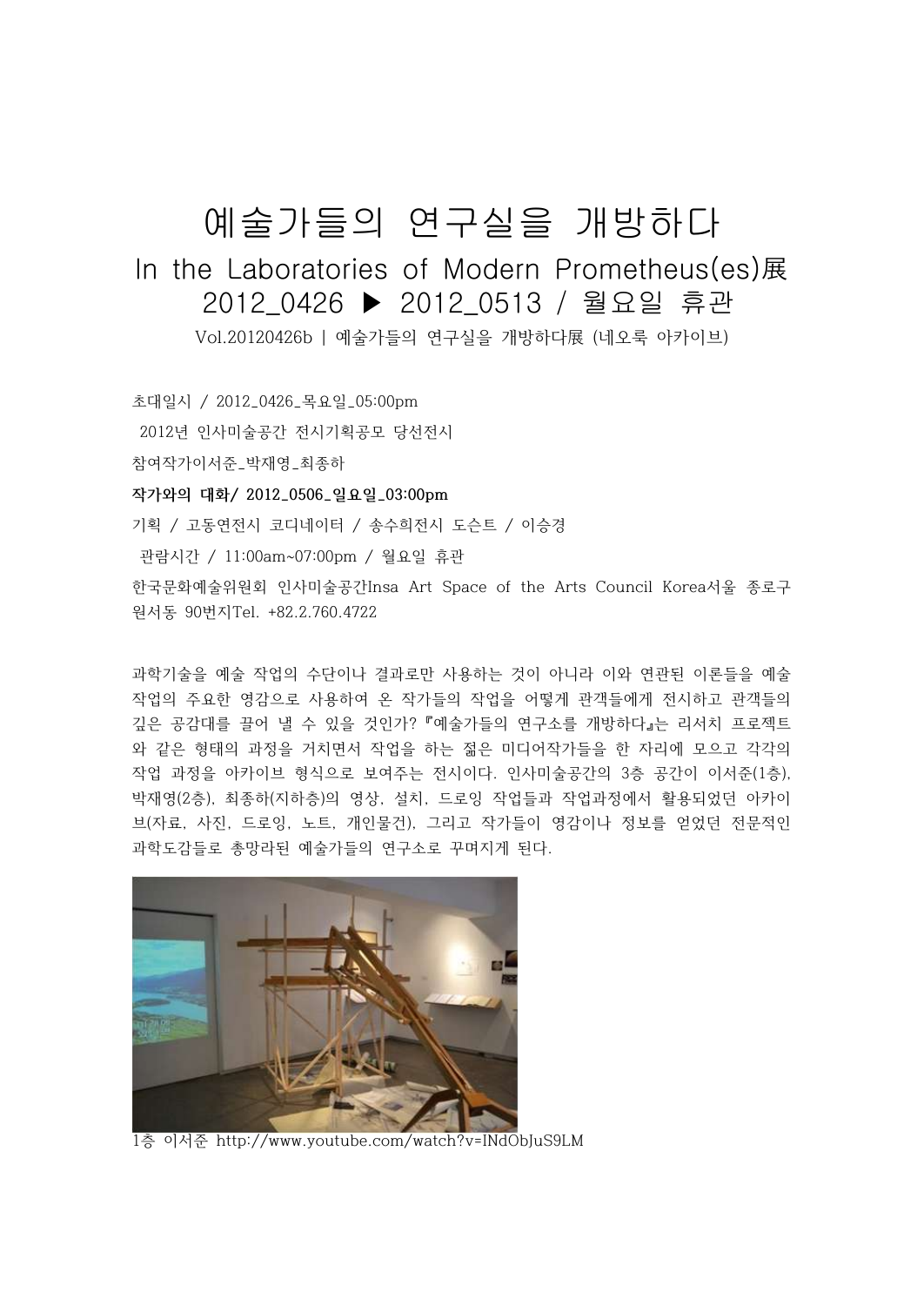# 예술가들의 연구실을 개방하다

## In the Laboratories of Modern Prometheus(es)展

## 2012_0426 ▶ 2012_0513 / 월요일 휴관

Vol.20120426b | 예술가들의 연구실을 개방하다展 (네오룩 아카이브)

초대일시 / 2012_0426_목요일_05:00pm

2012년 인사미술공간 전시기획공모 당선전시

참여작가이서준_박재영_최종하

**작가와의 대화/ 2012_0506_일요일_03:00pm**

기획 / 고동연전시 코디네이터 / 송수희전시 도슨트 / 이승경

관람시간 / 11:00am~07:00pm / 월요일 휴관

한국문화예술위원회 인사미술공간Insa Art Space of the Arts Council Korea서울 종로구 원서동 90번지Tel. +82.2.760.4722

과학기술을 예술 작업의 수단이나 결과로만 사용하는 것이 아니라 이와 연관된 이론들을 예술 작업의 주요한 영감으로 사용하여 온 작가들의 작업을 어떻게 관객들에게 전시하고 관객들의 깊은 공감대를 끌어 낼 수 있을 것인가? 『예술가들의 연구소를 개방하다』는 리서치 프로젝트와 같은 형태의 과정을 거치면서 작업을 하는 젊은 미디어작가들을 한 자리에 모으고 각각의 작업 과정을 아카이브 형식으로 보여주는 전시이다. 인사미술공간의 3층 공간이 이서준(1층), 박재영(2층), 최종하(지하층)의 영상, 설치, 드로잉 작업들과 작업과정에서 활용되었던 아카이브(자료, 사진, 드로잉, 노트, 개인물건), 그리고 작가들이 영감이나 정보를 얻었던 전문적인 과학도감들로 총망라된 예술가들의 연구소로 꾸며지게 된다.

1층 이서준 http://www.youtube.com/watch?v=INdObJuS9LM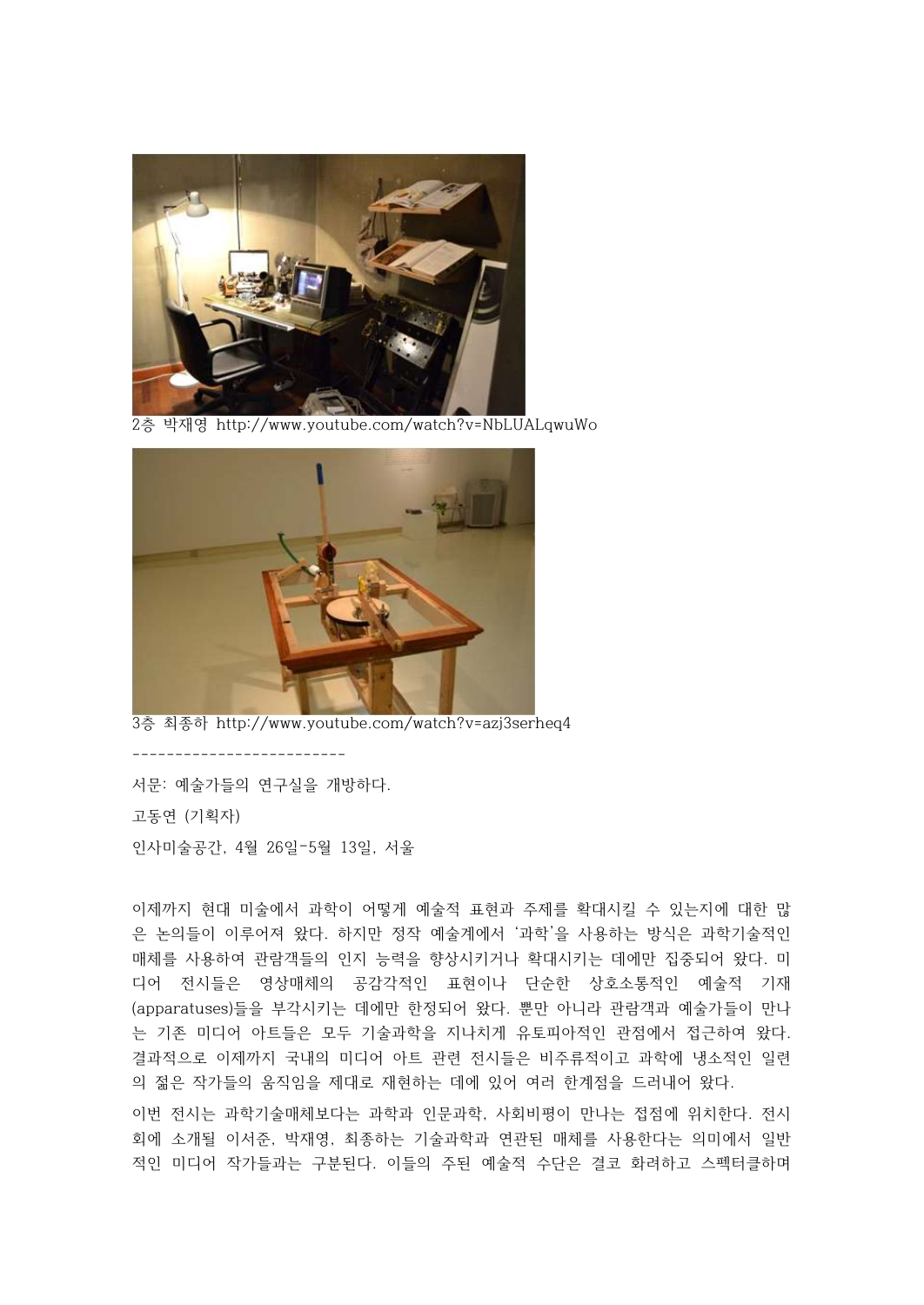2층 박재영 http://www.youtube.com/watch?v=NbLUALqwuWo

3층 최종하 http://www.youtube.com/watch?v=azj3serheq4

-------------------------

서문: 예술가들의 연구실을 개방하다.

고동연 (기획자)

인사미술공간, 4월 26일-5월 13일, 서울

이제까지 현대 미술에서 과학이 어떻게 예술적 표현과 주제를 확대시킬 수 있는지에 대한 많은 논의들이 이루어져 왔다. 하지만 정작 예술계에서 '과학'을 사용하는 방식은 과학기술적인 매체를 사용하여 관람객들의 인지 능력을 향상시키거나 확대시키는 데에만 집중되어 왔다. 미디어 전시들은 영상매체의 공감각적인 표현이나 단순한 상호소통적인 예술적 기재(apparatuses)들을 부각시키는 데에만 한정되어 왔다. 뿐만 아니라 관람객과 예술가들이 만나는 기존 미디어 아트들은 모두 기술과학을 지나치게 유토피아적인 관점에서 접근하여 왔다. 결과적으로 이제까지 국내의 미디어 아트 관련 전시들은 비주류적이고 과학에 냉소적인 일련의 젊은 작가들의 움직임을 제대로 재현하는 데에 있어 여러 한계점을 드러내어 왔다.

이번 전시는 과학기술매체보다는 과학과 인문과학, 사회비평이 만나는 접점에 위치한다. 전시회에 소개될 이서준, 박재영, 최종하는 기술과학과 연관된 매체를 사용한다는 의미에서 일반적인 미디어 작가들과는 구분된다. 이들의 주된 예술적 수단은 결코 화려하고 스펙터클하며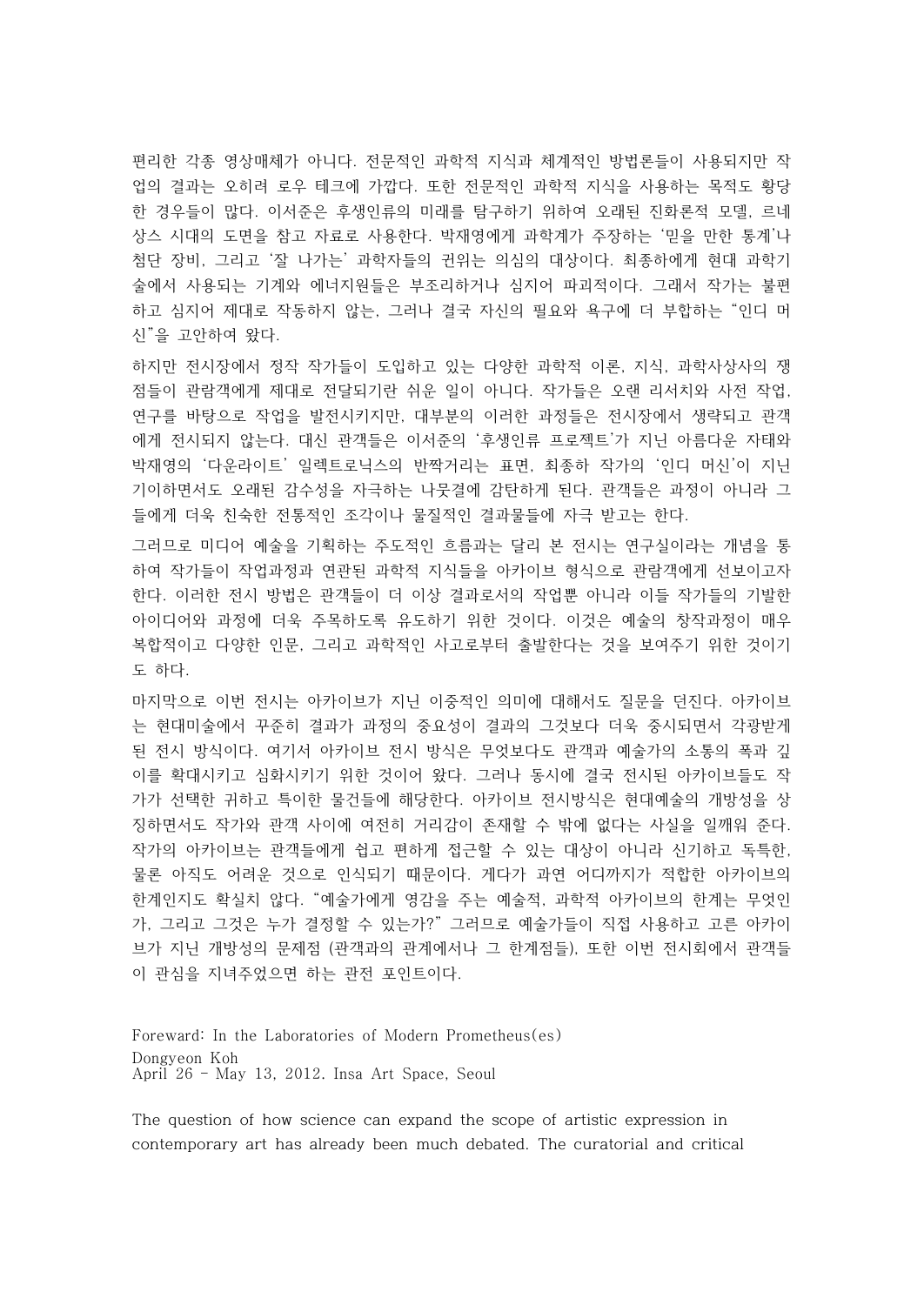편리한 각종 영상매체가 아니다. 전문적인 과학적 지식과 체계적인 방법론들이 사용되지만 작업의 결과는 오히려 로우 테크에 가깝다. 또한 전문적인 과학적 지식을 사용하는 목적도 황당한 경우들이 많다. 이서준은 후생인류의 미래를 탐구하기 위하여 오래된 진화론적 모델, 르네상스 시대의 도면을 참고 자료로 사용한다. 박재영에게 과학계가 주장하는 '믿을 만한 통계'나 첨단 장비, 그리고 '잘 나가는' 과학자들의 권위는 의심의 대상이다. 최종하에게 현대 과학기술에서 사용되는 기계와 에너지원들은 부조리하거나 심지어 파괴적이다. 그래서 작가는 불편하고 심지어 제대로 작동하지 않는, 그러나 결국 자신의 필요와 욕구에 더 부합하는 "인디 머신"을 고안하여 왔다.

하지만 전시장에서 정작 작가들이 도입하고 있는 다양한 과학적 이론, 지식, 과학사상사의 쟁점들이 관람객에게 제대로 전달되기란 쉬운 일이 아니다. 작가들은 오랜 리서치와 사전 작업, 연구를 바탕으로 작업을 발전시키지만, 대부분의 이러한 과정들은 전시장에서 생략되고 관객에게 전시되지 않는다. 대신 관객들은 이서준의 '후생인류 프로젝트'가 지닌 아름다운 자태와 박재영의 '다운라이트' 일렉트로닉스의 반짝거리는 표면, 최종하 작가의 '인디 머신'이 지닌 기이하면서도 오래된 감수성을 자극하는 나뭇결에 감탄하게 된다. 관객들은 과정이 아니라 그들에게 더욱 친숙한 전통적인 조각이나 물질적인 결과물들에 자극 받고는 한다.

그러므로 미디어 예술을 기획하는 주도적인 흐름과는 달리 본 전시는 연구실이라는 개념을 통하여 작가들이 작업과정과 연관된 과학적 지식들을 아카이브 형식으로 관람객에게 선보이고자 한다. 이러한 전시 방법은 관객들이 더 이상 결과로서의 작업뿐 아니라 이들 작가들의 기발한 아이디어와 과정에 더욱 주목하도록 유도하기 위한 것이다. 이것은 예술의 창작과정이 매우 복합적이고 다양한 인문, 그리고 과학적인 사고로부터 출발한다는 것을 보여주기 위한 것이기도 하다.

마지막으로 이번 전시는 아카이브가 지닌 이중적인 의미에 대해서도 질문을 던진다. 아카이브는 현대미술에서 꾸준히 결과가 과정의 중요성이 결과의 그것보다 더욱 중시되면서 각광받게 된 전시 방식이다. 여기서 아카이브 전시 방식은 무엇보다도 관객과 예술가의 소통의 폭과 깊이를 확대시키고 심화시키기 위한 것이어 왔다. 그러나 동시에 결국 전시된 아카이브들도 작가가 선택한 귀하고 특이한 물건들에 해당한다. 아카이브 전시방식은 현대예술의 개방성을 상징하면서도 작가와 관객 사이에 여전히 거리감이 존재할 수 밖에 없다는 사실을 일깨워 준다. 작가의 아카이브는 관객들에게 쉽고 편하게 접근할 수 있는 대상이 아니라 신기하고 독특한, 물론 아직도 어려운 것으로 인식되기 때문이다. 게다가 과연 어디까지가 적합한 아카이브의 한계인지도 확실치 않다. "예술가에게 영감을 주는 예술적, 과학적 아카이브의 한계는 무엇인가, 그리고 그것은 누가 결정할 수 있는가?" 그러므로 예술가들이 직접 사용하고 고른 아카이브가 지닌 개방성의 문제점 (관객과의 관계에서나 그 한계점들), 또한 이번 전시회에서 관객들이 관심을 지녀주었으면 하는 관전 포인트이다.

Foreward: In the Laboratories of Modern Prometheus(es)
Dongyeon Koh
April 26 - May 13, 2012. Insa Art Space, Seoul

The question of how science can expand the scope of artistic expression in contemporary art has already been much debated. The curatorial and critical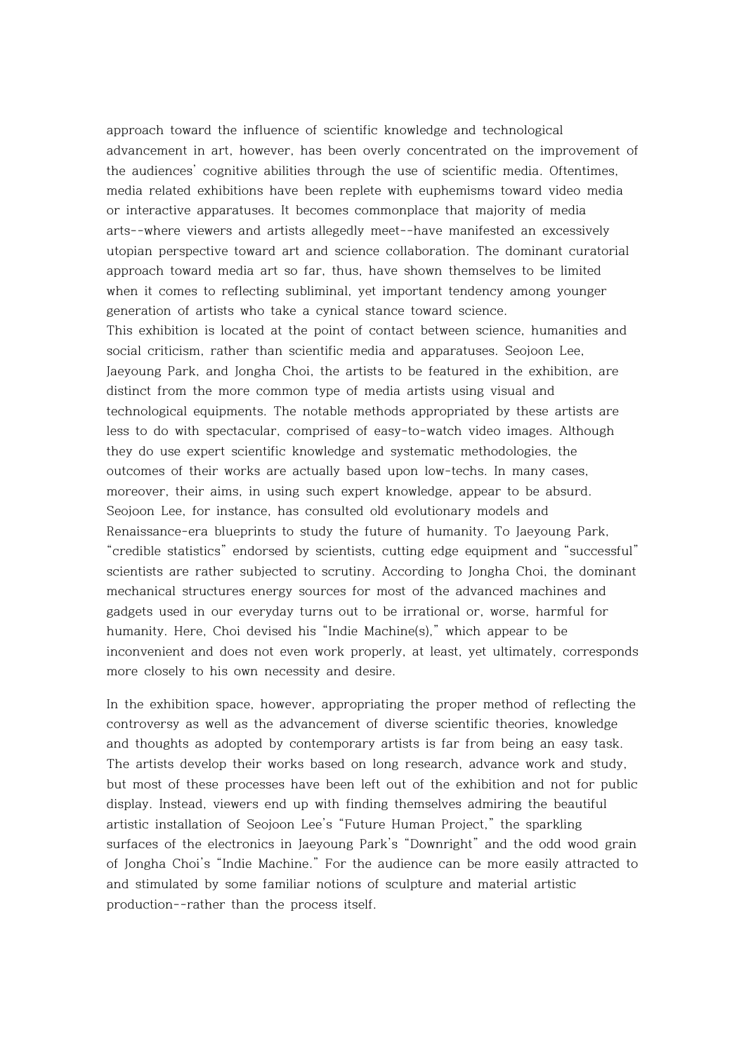approach toward the influence of scientific knowledge and technological advancement in art, however, has been overly concentrated on the improvement of the audiences' cognitive abilities through the use of scientific media. Oftentimes, media related exhibitions have been replete with euphemisms toward video media or interactive apparatuses. It becomes commonplace that majority of media arts--where viewers and artists allegedly meet--have manifested an excessively utopian perspective toward art and science collaboration. The dominant curatorial approach toward media art so far, thus, have shown themselves to be limited when it comes to reflecting subliminal, yet important tendency among younger generation of artists who take a cynical stance toward science.

This exhibition is located at the point of contact between science, humanities and social criticism, rather than scientific media and apparatuses. Seojoon Lee, Jaeyoung Park, and Jongha Choi, the artists to be featured in the exhibition, are distinct from the more common type of media artists using visual and technological equipments. The notable methods appropriated by these artists are less to do with spectacular, comprised of easy-to-watch video images. Although they do use expert scientific knowledge and systematic methodologies, the outcomes of their works are actually based upon low-techs. In many cases, moreover, their aims, in using such expert knowledge, appear to be absurd. Seojoon Lee, for instance, has consulted old evolutionary models and Renaissance-era blueprints to study the future of humanity. To Jaeyoung Park, "credible statistics" endorsed by scientists, cutting edge equipment and "successful" scientists are rather subjected to scrutiny. According to Jongha Choi, the dominant mechanical structures energy sources for most of the advanced machines and gadgets used in our everyday turns out to be irrational or, worse, harmful for humanity. Here, Choi devised his "Indie Machine(s)," which appear to be inconvenient and does not even work properly, at least, yet ultimately, corresponds more closely to his own necessity and desire.

In the exhibition space, however, appropriating the proper method of reflecting the controversy as well as the advancement of diverse scientific theories, knowledge and thoughts as adopted by contemporary artists is far from being an easy task. The artists develop their works based on long research, advance work and study, but most of these processes have been left out of the exhibition and not for public display. Instead, viewers end up with finding themselves admiring the beautiful artistic installation of Seojoon Lee's "Future Human Project," the sparkling surfaces of the electronics in Jaeyoung Park's "Downright" and the odd wood grain of Jongha Choi's "Indie Machine." For the audience can be more easily attracted to and stimulated by some familiar notions of sculpture and material artistic production--rather than the process itself.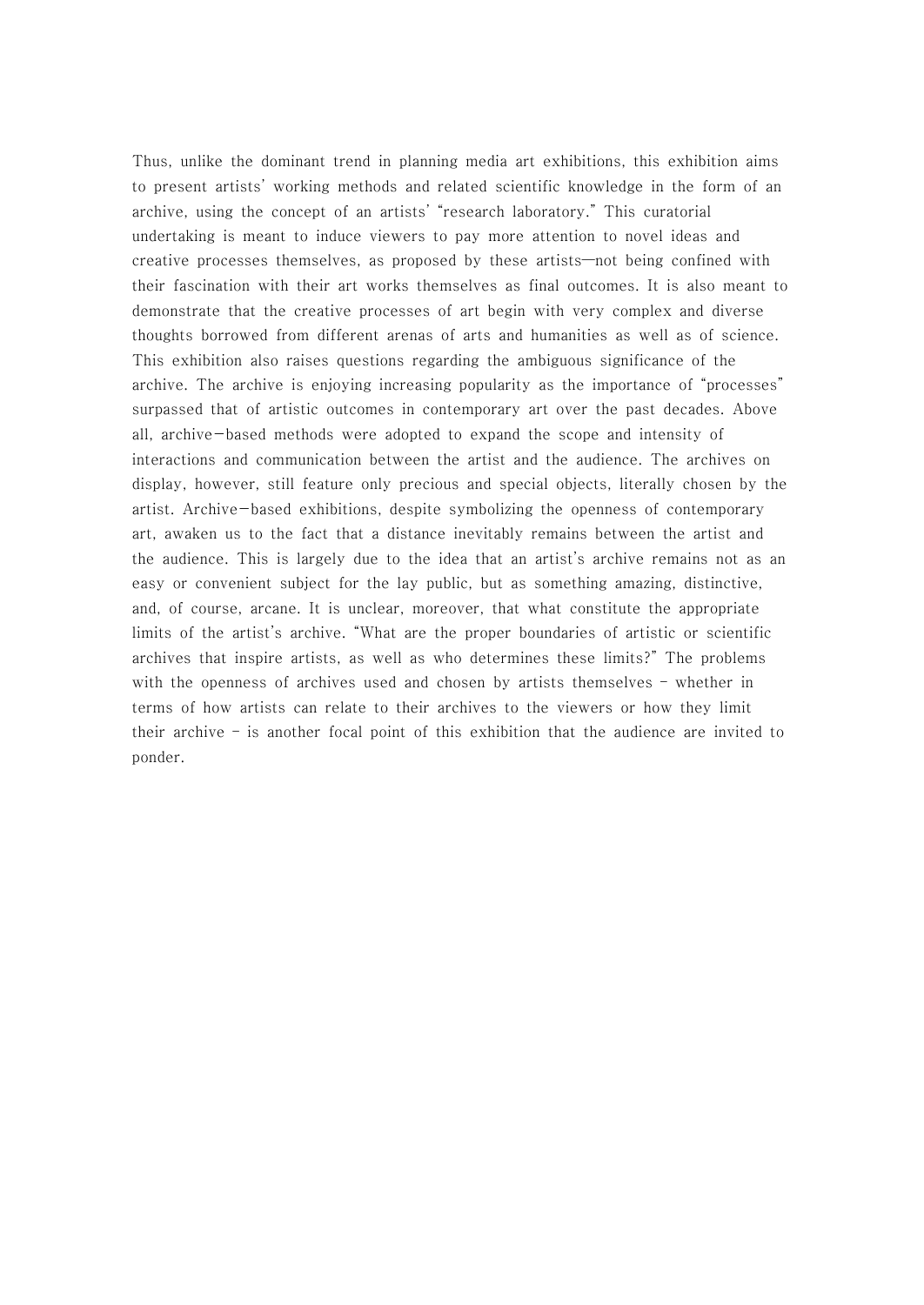Thus, unlike the dominant trend in planning media art exhibitions, this exhibition aims to present artists' working methods and related scientific knowledge in the form of an archive, using the concept of an artists' "research laboratory." This curatorial undertaking is meant to induce viewers to pay more attention to novel ideas and creative processes themselves, as proposed by these artists—not being confined with their fascination with their art works themselves as final outcomes. It is also meant to demonstrate that the creative processes of art begin with very complex and diverse thoughts borrowed from different arenas of arts and humanities as well as of science. This exhibition also raises questions regarding the ambiguous significance of the archive. The archive is enjoying increasing popularity as the importance of "processes" surpassed that of artistic outcomes in contemporary art over the past decades. Above all, archive-based methods were adopted to expand the scope and intensity of interactions and communication between the artist and the audience. The archives on display, however, still feature only precious and special objects, literally chosen by the artist. Archive-based exhibitions, despite symbolizing the openness of contemporary art, awaken us to the fact that a distance inevitably remains between the artist and the audience. This is largely due to the idea that an artist's archive remains not as an easy or convenient subject for the lay public, but as something amazing, distinctive, and, of course, arcane. It is unclear, moreover, that what constitute the appropriate limits of the artist's archive. "What are the proper boundaries of artistic or scientific archives that inspire artists, as well as who determines these limits?" The problems with the openness of archives used and chosen by artists themselves - whether in terms of how artists can relate to their archives to the viewers or how they limit their archive - is another focal point of this exhibition that the audience are invited to ponder.